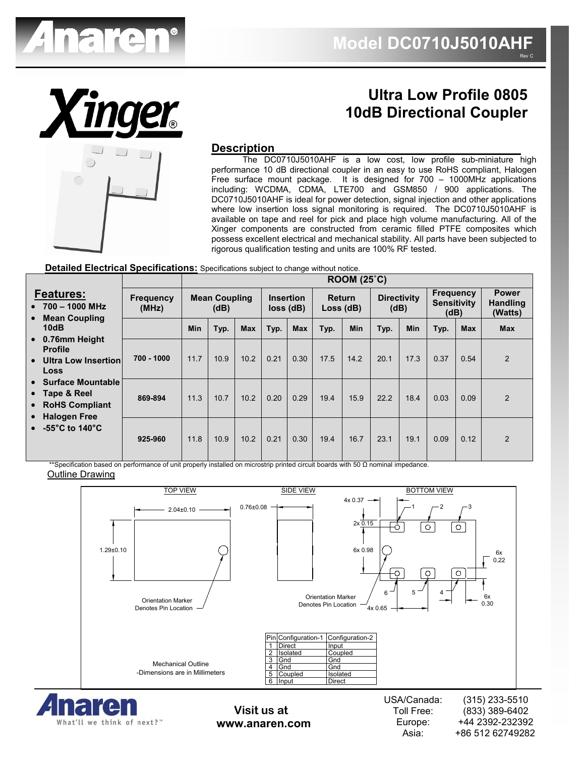# Model DC0710J5010AHF

Rev C

## Ultra Low Profile 0805 10dB Directional Coupler

### Description

The DC0710J5010AHF is a low cost, low profile sub-miniature high performance 10 dB directional coupler in an easy to use RoHS compliant, Halogen Free surface mount package. It is designed for 700 – 1000MHz applications including: WCDMA, CDMA, LTE700 and GSM850 / 900 applications. The DC0710J5010AHF is ideal for power detection, signal injection and other applications where low insertion loss signal monitoring is required. The DC0710J5010AHF is available on tape and reel for pick and place high volume manufacturing. All of the Xinger components are constructed from ceramic filled PTFE composites which possess excellent electrical and mechanical stability. All parts have been subjected to rigorous qualification testing and units are 100% RF tested.

### Features:

- 700 – 1000 MHz
- Mean Coupling 10dB
- 0.76mm Height Profile
- Ultra Low Insertion Loss
- Surface Mountable
- Tape & Reel
- RoHS Compliant
- Halogen Free
- -55°C to 140°C

**Detailed Electrical Specifications:** Specifications subject to change without notice.

| | ROOM (25˚C) | | | | | | | | | | | | |
|---|---|---|---|---|---|---|---|---|---|---|---|---|---|
| Frequency (MHz) | Mean Coupling (dB) | | | Insertion loss (dB) | | Return Loss (dB) | | Directivity (dB) | | Frequency Sensitivity (dB) | | Power Handling (Watts) |
| | Min | Typ. | Max | Typ. | Max | Typ. | Min | Typ. | Min | Typ. | Max | Max |
| 700 - 1000 | 11.7 | 10.9 | 10.2 | 0.21 | 0.30 | 17.5 | 14.2 | 20.1 | 17.3 | 0.37 | 0.54 | 2 |
| 869-894 | 11.3 | 10.7 | 10.2 | 0.20 | 0.29 | 19.4 | 15.9 | 22.2 | 18.4 | 0.03 | 0.09 | 2 |
| 925-960 | 11.8 | 10.9 | 10.2 | 0.21 | 0.30 | 19.4 | 16.7 | 23.1 | 19.1 | 0.09 | 0.12 | 2 |

**Specification based on performance of unit properly installed on microstrip printed circuit boards with 50 Ω nominal impedance.

### Outline Drawing

TOP VIEW: 2.04±0.10; 1.29±0.10; Orientation Marker Denotes Pin Location

SIDE VIEW: 0.76±0.08

BOTTOM VIEW: 4x 0.37; 2x 0.15; 6x 0.98; 6x 0.22; 6x 0.30; 4x 0.65; Orientation Marker Denotes Pin Location

Mechanical Outline
-Dimensions are in Millimeters

| Pin | Configuration-1 | Configuration-2 |
|---|---|---|
| 1 | Direct | Input |
| 2 | Isolated | Coupled |
| 3 | Gnd | Gnd |
| 4 | Gnd | Gnd |
| 5 | Coupled | Isolated |
| 6 | Input | Direct |

Visit us at www.anaren.com

USA/Canada: (315) 233-5510
Toll Free: (833) 389-6402
Europe: +44 2392-232392
Asia: +86 512 62749282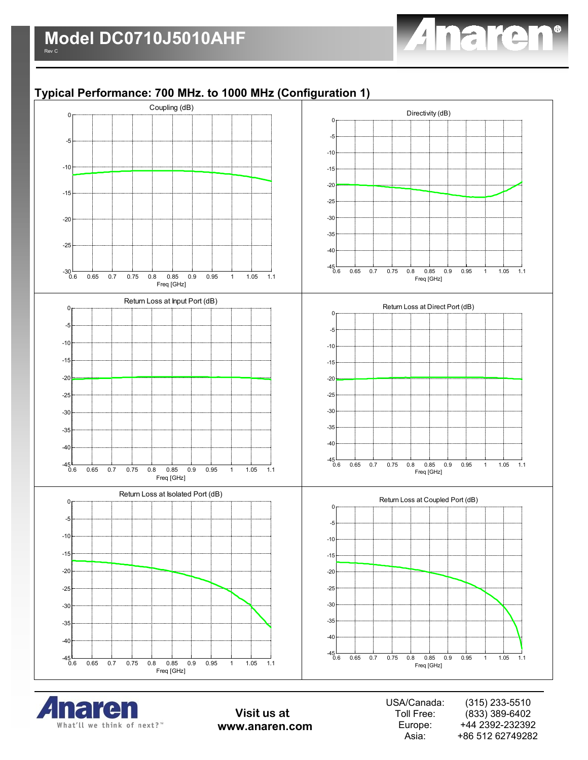## Typical Performance: 700 MHz. to 1000 MHz (Configuration 1)

Coupling (dB)

Directivity (dB)

Return Loss at Input Port (dB)

Return Loss at Direct Port (dB)

Return Loss at Isolated Port (dB)

Return Loss at Coupled Port (dB)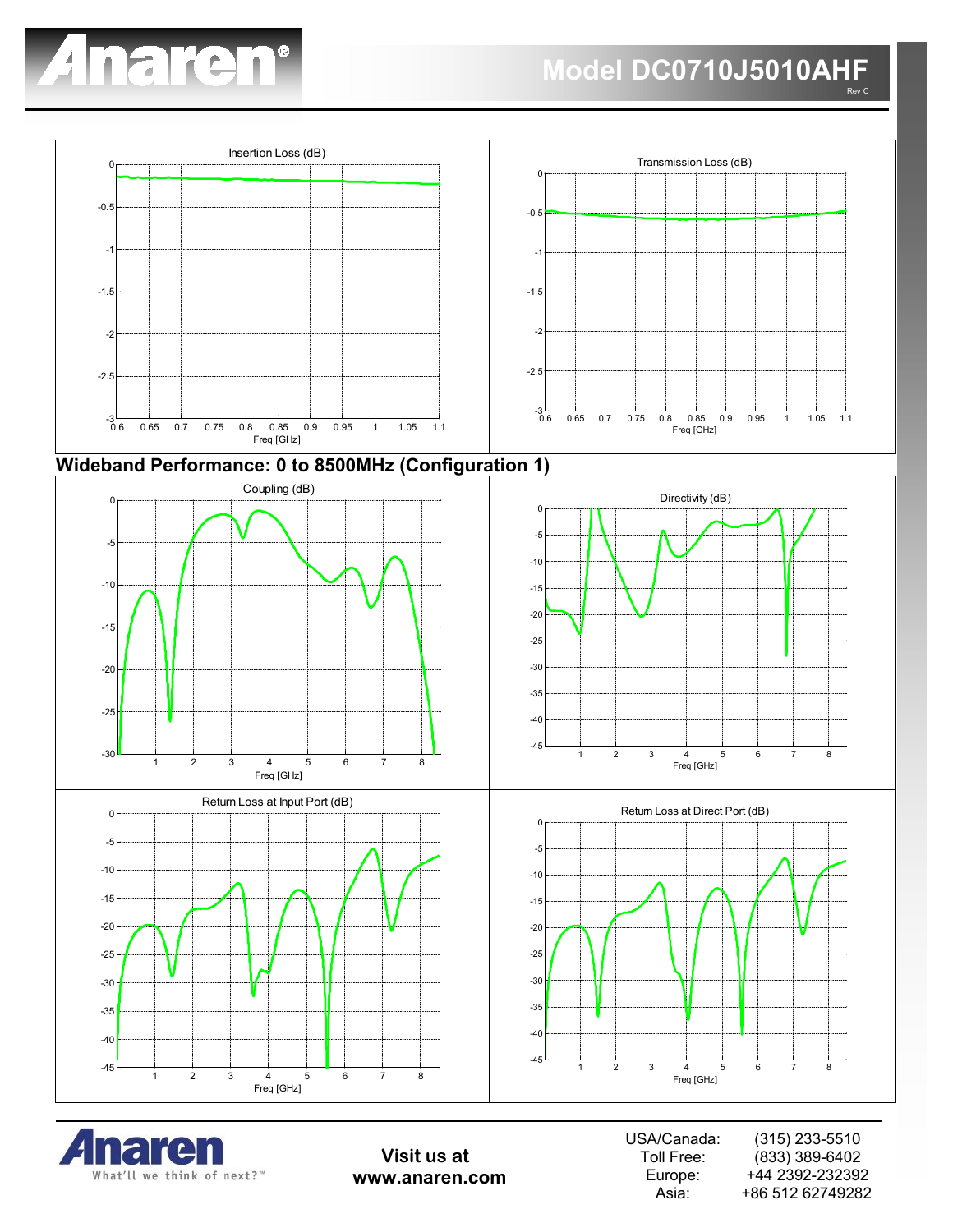## Wideband Performance: 0 to 8500MHz (Configuration 1)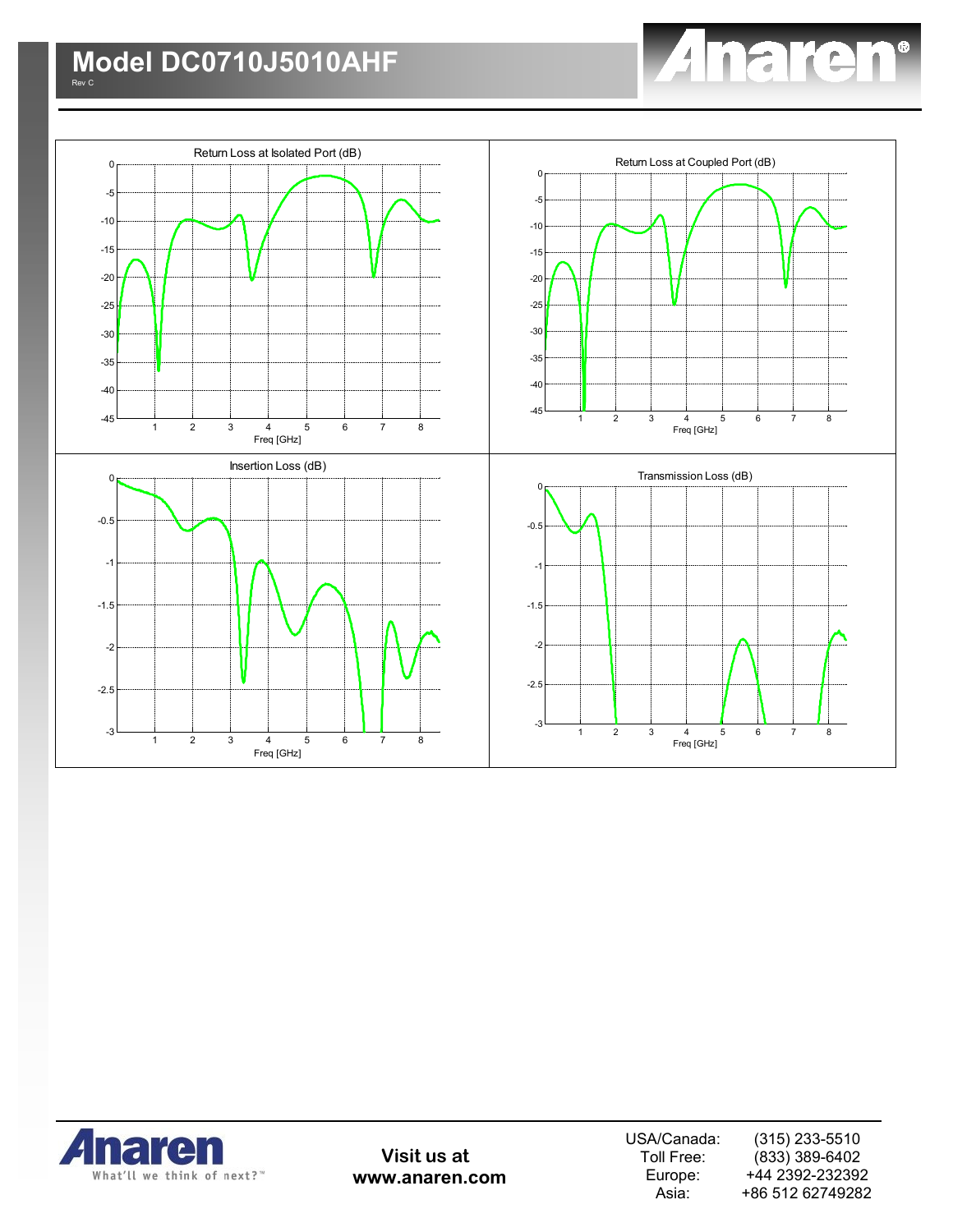# Model DC0710J5010AHF

Rev C

Return Loss at Isolated Port (dB)

Return Loss at Coupled Port (dB)

Insertion Loss (dB)

Transmission Loss (dB)

Visit us at
www.anaren.com

USA/Canada: (315) 233-5510
Toll Free: (833) 389-6402
Europe: +44 2392-232392
Asia: +86 512 62749282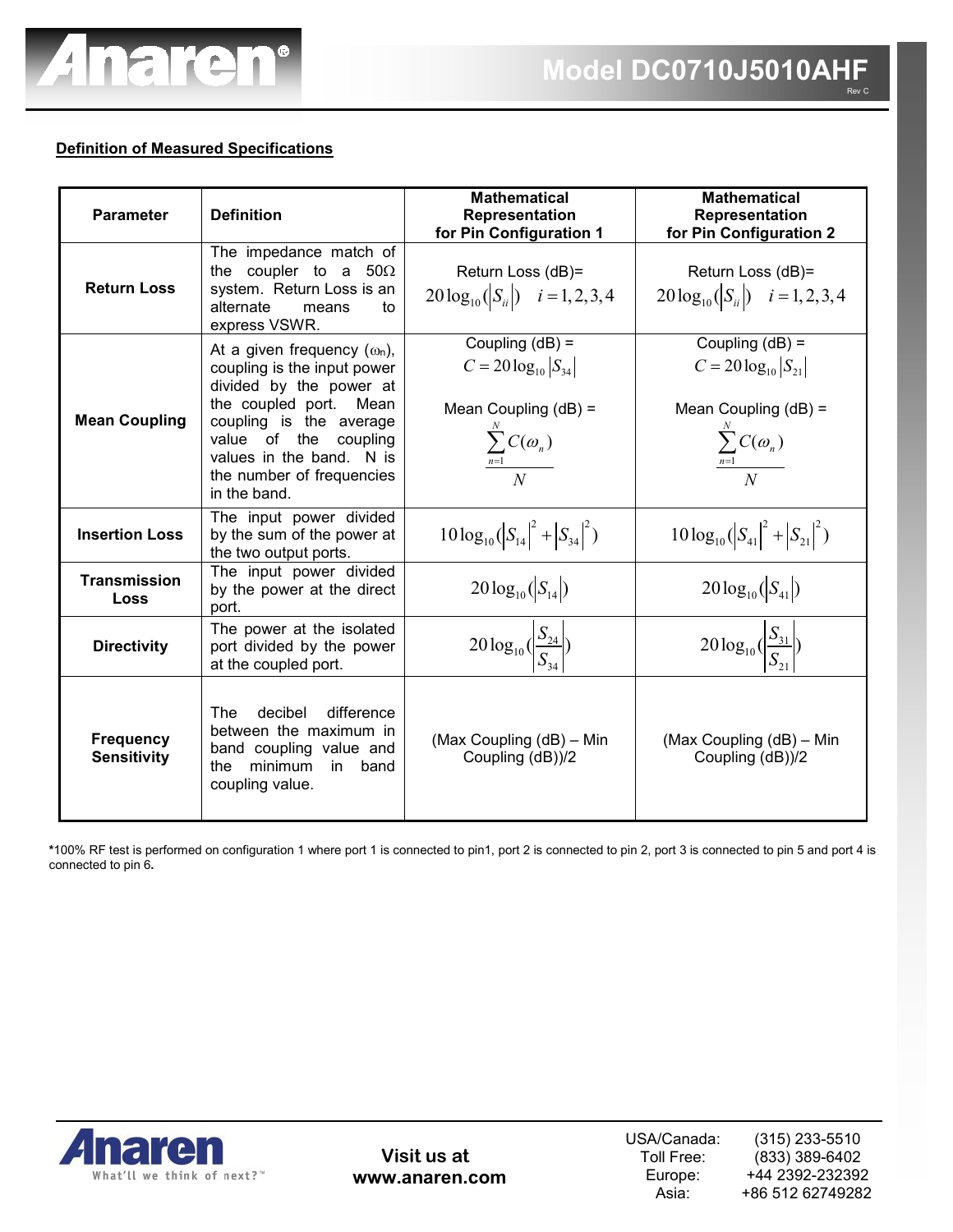**Definition of Measured Specifications**

| Parameter | Definition | Mathematical Representation for Pin Configuration 1 | Mathematical Representation for Pin Configuration 2 |
|---|---|---|---|
| **Return Loss** | The impedance match of the coupler to a 50Ω system. Return Loss is an alternate means to express VSWR. | Return Loss (dB)= $20\log_{10}(\lvert S_{ii}\rvert) \quad i = 1,2,3,4$ | Return Loss (dB)= $20\log_{10}(\lvert S_{ii}\rvert) \quad i = 1,2,3,4$ |
| **Mean Coupling** | At a given frequency ($\omega_n$), coupling is the input power divided by the power at the coupled port. Mean coupling is the average value of the coupling values in the band. N is the number of frequencies in the band. | Coupling (dB) = $C = 20\log_{10}\lvert S_{34}\rvert$ Mean Coupling (dB) = $\frac{\sum_{n=1}^{N} C(\omega_n)}{N}$ | Coupling (dB) = $C = 20\log_{10}\lvert S_{21}\rvert$ Mean Coupling (dB) = $\frac{\sum_{n=1}^{N} C(\omega_n)}{N}$ |
| **Insertion Loss** | The input power divided by the sum of the power at the two output ports. | $10\log_{10}(\lvert S_{14}\rvert^2 + \lvert S_{34}\rvert^2)$ | $10\log_{10}(\lvert S_{41}\rvert^2 + \lvert S_{21}\rvert^2)$ |
| **Transmission Loss** | The input power divided by the power at the direct port. | $20\log_{10}(\lvert S_{14}\rvert)$ | $20\log_{10}(\lvert S_{41}\rvert)$ |
| **Directivity** | The power at the isolated port divided by the power at the coupled port. | $20\log_{10}(\left\lvert \frac{S_{24}}{S_{34}} \right\rvert)$ | $20\log_{10}(\left\lvert \frac{S_{31}}{S_{21}} \right\rvert)$ |
| **Frequency Sensitivity** | The decibel difference between the maximum in band coupling value and the minimum in band coupling value. | (Max Coupling (dB) – Min Coupling (dB))/2 | (Max Coupling (dB) – Min Coupling (dB))/2 |

***100% RF test is performed on configuration 1 where port 1 is connected to pin1, port 2 is connected to pin 2, port 3 is connected to pin 5 and port 4 is connected to pin 6.**

Visit us at www.anaren.com

USA/Canada: (315) 233-5510
Toll Free: (833) 389-6402
Europe: +44 2392-232392
Asia: +86 512 62749282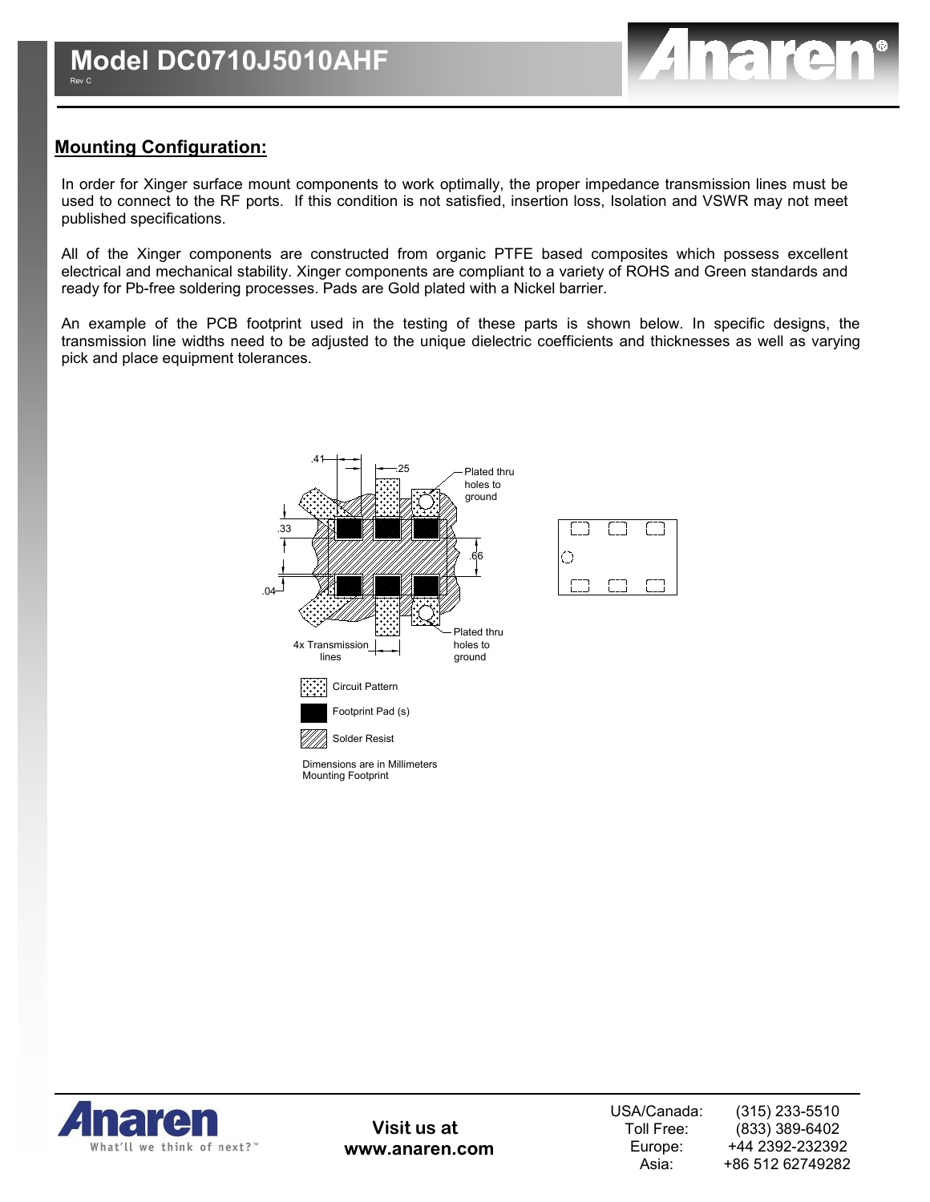## Mounting Configuration:

In order for Xinger surface mount components to work optimally, the proper impedance transmission lines must be used to connect to the RF ports. If this condition is not satisfied, insertion loss, Isolation and VSWR may not meet published specifications.

All of the Xinger components are constructed from organic PTFE based composites which possess excellent electrical and mechanical stability. Xinger components are compliant to a variety of ROHS and Green standards and ready for Pb-free soldering processes. Pads are Gold plated with a Nickel barrier.

An example of the PCB footprint used in the testing of these parts is shown below. In specific designs, the transmission line widths need to be adjusted to the unique dielectric coefficients and thicknesses as well as varying pick and place equipment tolerances.

.41 .25 Plated thru holes to ground

.33 .66 .04

4x Transmission lines

Plated thru holes to ground

Circuit Pattern

Footprint Pad (s)

Solder Resist

Dimensions are in Millimeters
Mounting Footprint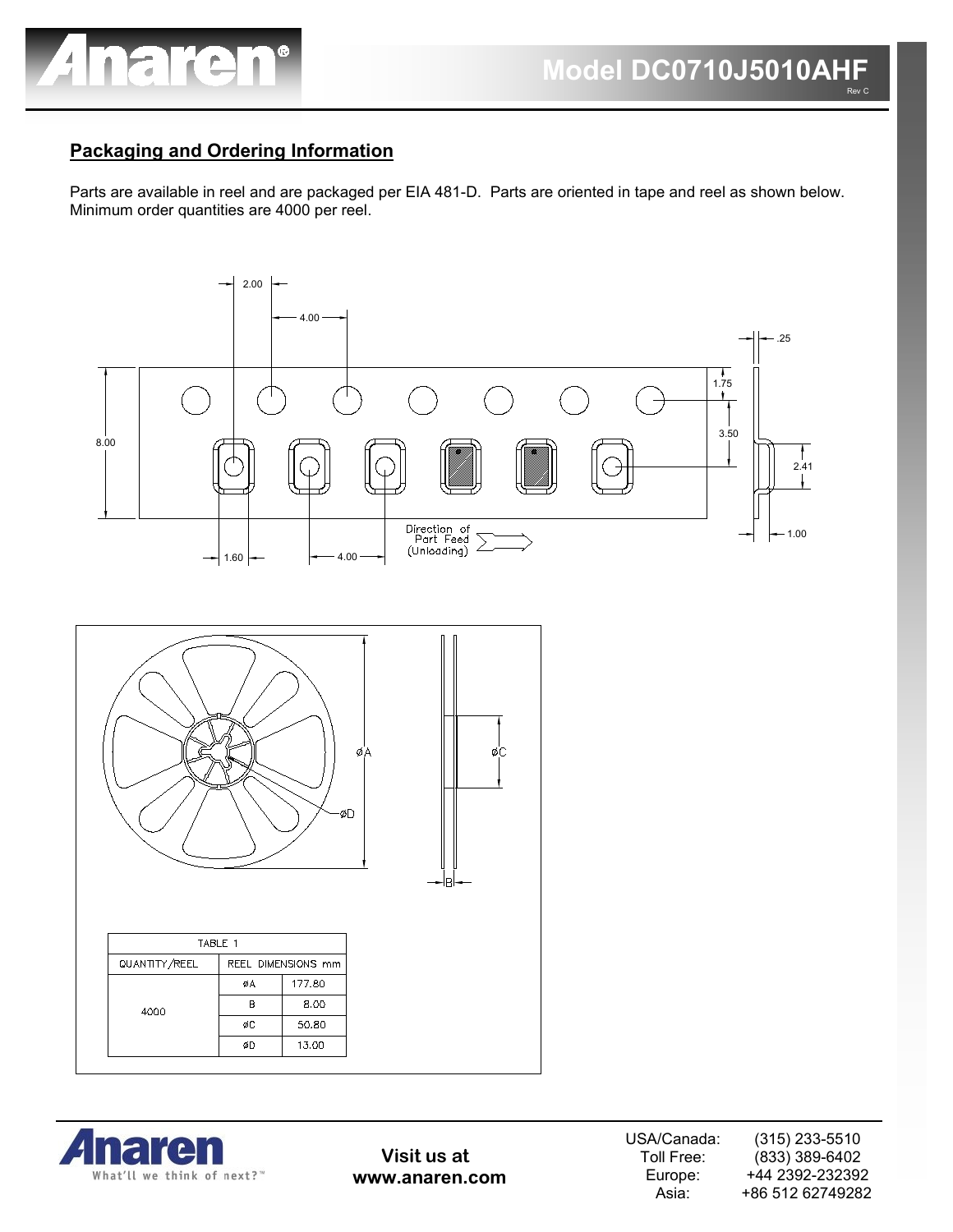## Packaging and Ordering Information

Parts are available in reel and are packaged per EIA 481-D. Parts are oriented in tape and reel as shown below. Minimum order quantities are 4000 per reel.

2.00
4.00
.25
1.75
3.50
8.00
2.41
1.00
1.60
4.00
Direction of Part Feed (Unloading)

ØA
ØC
ØD
B

| TABLE 1 | | |
|---|---|---|
| QUANTITY/REEL | REEL DIMENSIONS mm | |
| 4000 | ØA | 177.80 |
| | B | 8.00 |
| | ØC | 50.80 |
| | ØD | 13.00 |